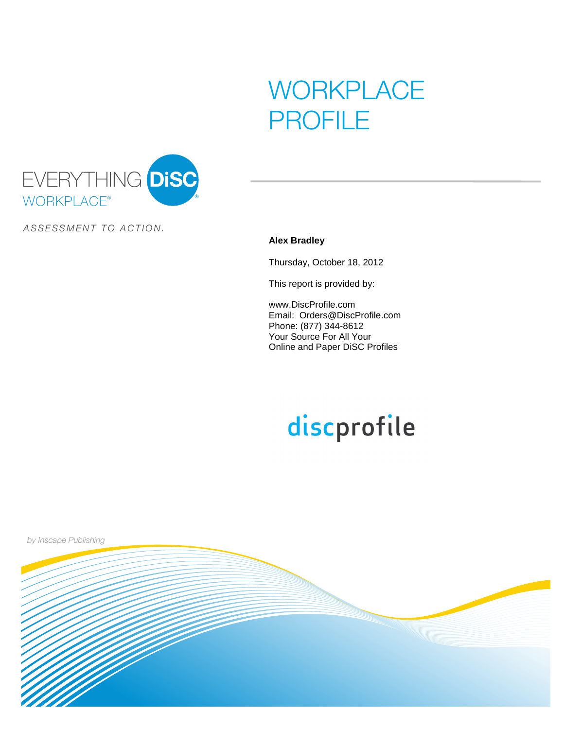# WORKPLACE PROFILE

EVERYTHING DiSC WORKPLACE®

*ASSESSMENT TO ACTION.*

**Alex Bradley**

Thursday, October 18, 2012

This report is provided by:

www.DiscProfile.com
Email: Orders@DiscProfile.com
Phone: (877) 344-8612
Your Source For All Your
Online and Paper DiSC Profiles

discprofile

*by Inscape Publishing*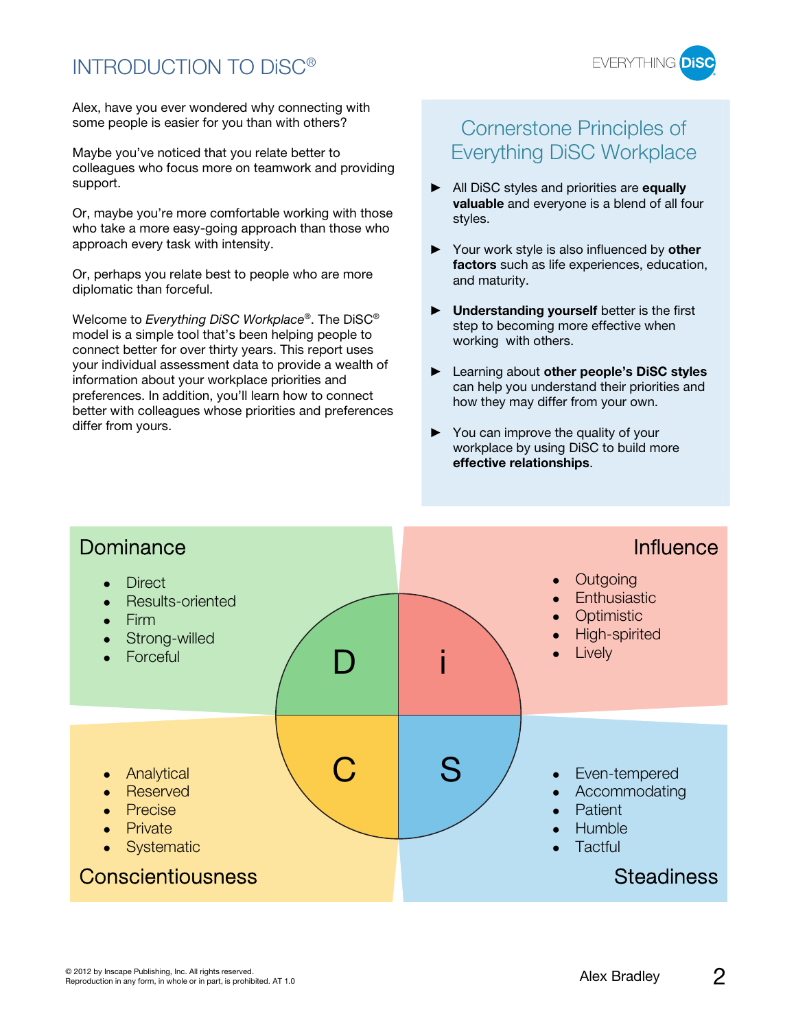# INTRODUCTION TO DiSC®

Alex, have you ever wondered why connecting with some people is easier for you than with others?

Maybe you've noticed that you relate better to colleagues who focus more on teamwork and providing support.

Or, maybe you're more comfortable working with those who take a more easy-going approach than those who approach every task with intensity.

Or, perhaps you relate best to people who are more diplomatic than forceful.

Welcome to *Everything DiSC Workplace*®. The DiSC® model is a simple tool that's been helping people to connect better for over thirty years. This report uses your individual assessment data to provide a wealth of information about your workplace priorities and preferences. In addition, you'll learn how to connect better with colleagues whose priorities and preferences differ from yours.

## Cornerstone Principles of Everything DiSC Workplace

- All DiSC styles and priorities are **equally valuable** and everyone is a blend of all four styles.
- Your work style is also influenced by **other factors** such as life experiences, education, and maturity.
- **Understanding yourself** better is the first step to becoming more effective when working with others.
- Learning about **other people's DiSC styles** can help you understand their priorities and how they may differ from your own.
- You can improve the quality of your workplace by using DiSC to build more **effective relationships**.

### Dominance (D)

- Direct
- Results-oriented
- Firm
- Strong-willed
- Forceful

### Influence (i)

- Outgoing
- Enthusiastic
- Optimistic
- High-spirited
- Lively

### Conscientiousness (C)

- Analytical
- Reserved
- Precise
- Private
- Systematic

### Steadiness (S)

- Even-tempered
- Accommodating
- Patient
- Humble
- Tactful

© 2012 by Inscape Publishing, Inc. All rights reserved.
Reproduction in any form, in whole or in part, is prohibited. AT 1.0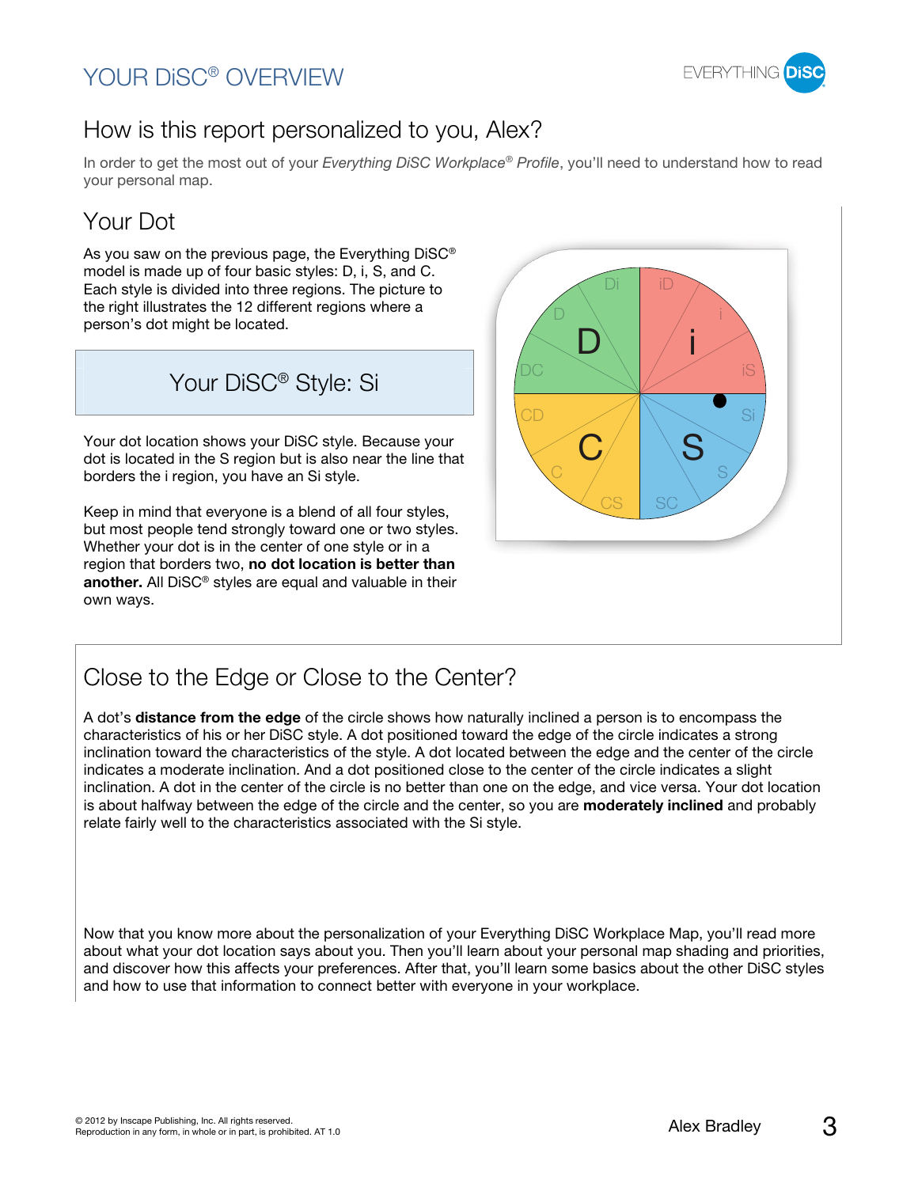# YOUR DiSC® OVERVIEW

## How is this report personalized to you, Alex?

In order to get the most out of your *Everything DiSC Workplace® Profile*, you'll need to understand how to read your personal map.

## Your Dot

As you saw on the previous page, the Everything DiSC® model is made up of four basic styles: D, i, S, and C. Each style is divided into three regions. The picture to the right illustrates the 12 different regions where a person's dot might be located.

### Your DiSC® Style: Si

Your dot location shows your DiSC style. Because your dot is located in the S region but is also near the line that borders the i region, you have an Si style.

Keep in mind that everyone is a blend of all four styles, but most people tend strongly toward one or two styles. Whether your dot is in the center of one style or in a region that borders two, **no dot location is better than another.** All DiSC® styles are equal and valuable in their own ways.

## Close to the Edge or Close to the Center?

A dot's **distance from the edge** of the circle shows how naturally inclined a person is to encompass the characteristics of his or her DiSC style. A dot positioned toward the edge of the circle indicates a strong inclination toward the characteristics of the style. A dot located between the edge and the center of the circle indicates a moderate inclination. And a dot positioned close to the center of the circle indicates a slight inclination. A dot in the center of the circle is no better than one on the edge, and vice versa. Your dot location is about halfway between the edge of the circle and the center, so you are **moderately inclined** and probably relate fairly well to the characteristics associated with the Si style.

Now that you know more about the personalization of your Everything DiSC Workplace Map, you'll read more about what your dot location says about you. Then you'll learn about your personal map shading and priorities, and discover how this affects your preferences. After that, you'll learn some basics about the other DiSC styles and how to use that information to connect better with everyone in your workplace.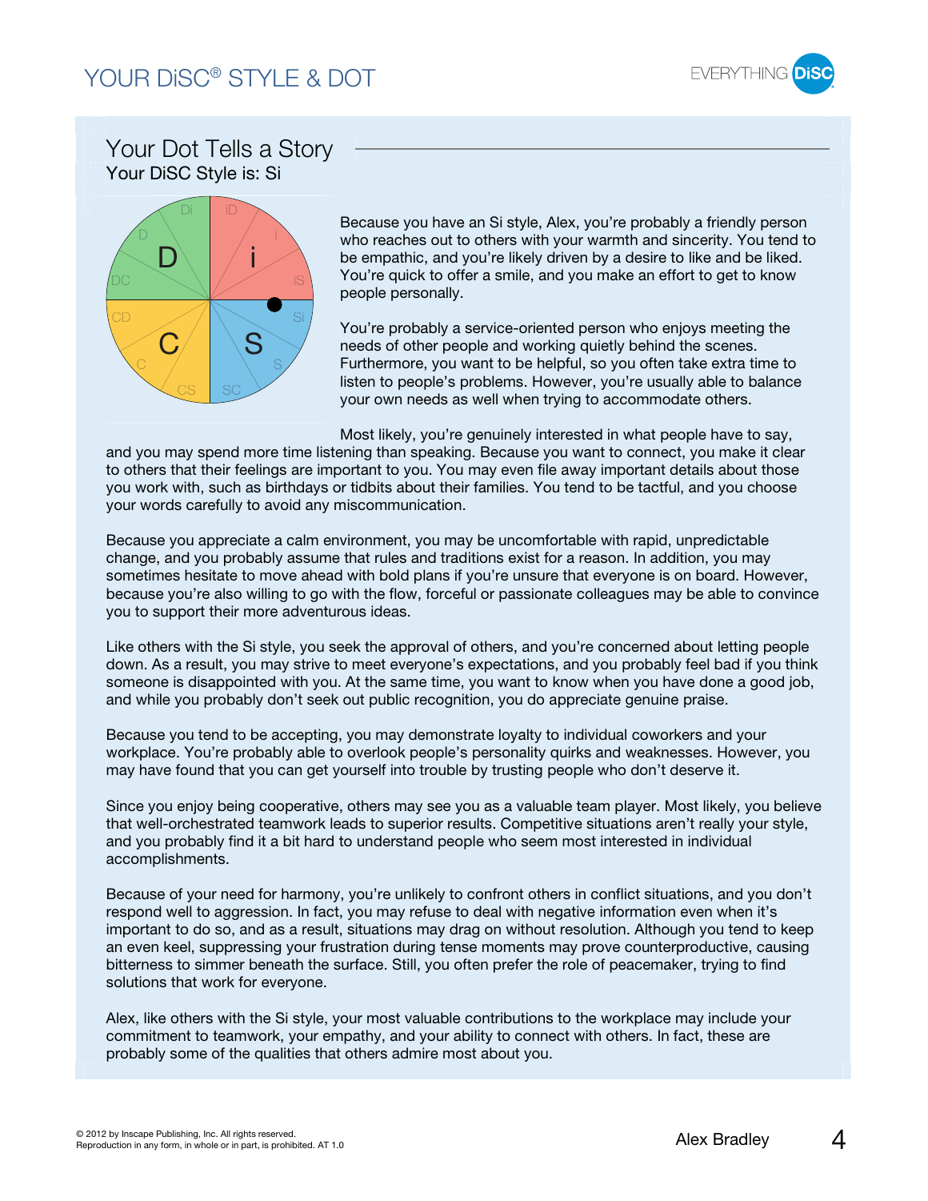# YOUR DiSC® STYLE & DOT

## Your Dot Tells a Story

Your DiSC Style is: Si

Because you have an Si style, Alex, you're probably a friendly person who reaches out to others with your warmth and sincerity. You tend to be empathic, and you're likely driven by a desire to like and be liked. You're quick to offer a smile, and you make an effort to get to know people personally.

You're probably a service-oriented person who enjoys meeting the needs of other people and working quietly behind the scenes. Furthermore, you want to be helpful, so you often take extra time to listen to people's problems. However, you're usually able to balance your own needs as well when trying to accommodate others.

Most likely, you're genuinely interested in what people have to say, and you may spend more time listening than speaking. Because you want to connect, you make it clear to others that their feelings are important to you. You may even file away important details about those you work with, such as birthdays or tidbits about their families. You tend to be tactful, and you choose your words carefully to avoid any miscommunication.

Because you appreciate a calm environment, you may be uncomfortable with rapid, unpredictable change, and you probably assume that rules and traditions exist for a reason. In addition, you may sometimes hesitate to move ahead with bold plans if you're unsure that everyone is on board. However, because you're also willing to go with the flow, forceful or passionate colleagues may be able to convince you to support their more adventurous ideas.

Like others with the Si style, you seek the approval of others, and you're concerned about letting people down. As a result, you may strive to meet everyone's expectations, and you probably feel bad if you think someone is disappointed with you. At the same time, you want to know when you have done a good job, and while you probably don't seek out public recognition, you do appreciate genuine praise.

Because you tend to be accepting, you may demonstrate loyalty to individual coworkers and your workplace. You're probably able to overlook people's personality quirks and weaknesses. However, you may have found that you can get yourself into trouble by trusting people who don't deserve it.

Since you enjoy being cooperative, others may see you as a valuable team player. Most likely, you believe that well-orchestrated teamwork leads to superior results. Competitive situations aren't really your style, and you probably find it a bit hard to understand people who seem most interested in individual accomplishments.

Because of your need for harmony, you're unlikely to confront others in conflict situations, and you don't respond well to aggression. In fact, you may refuse to deal with negative information even when it's important to do so, and as a result, situations may drag on without resolution. Although you tend to keep an even keel, suppressing your frustration during tense moments may prove counterproductive, causing bitterness to simmer beneath the surface. Still, you often prefer the role of peacemaker, trying to find solutions that work for everyone.

Alex, like others with the Si style, your most valuable contributions to the workplace may include your commitment to teamwork, your empathy, and your ability to connect with others. In fact, these are probably some of the qualities that others admire most about you.

© 2012 by Inscape Publishing, Inc. All rights reserved.
Reproduction in any form, in whole or in part, is prohibited. AT 1.0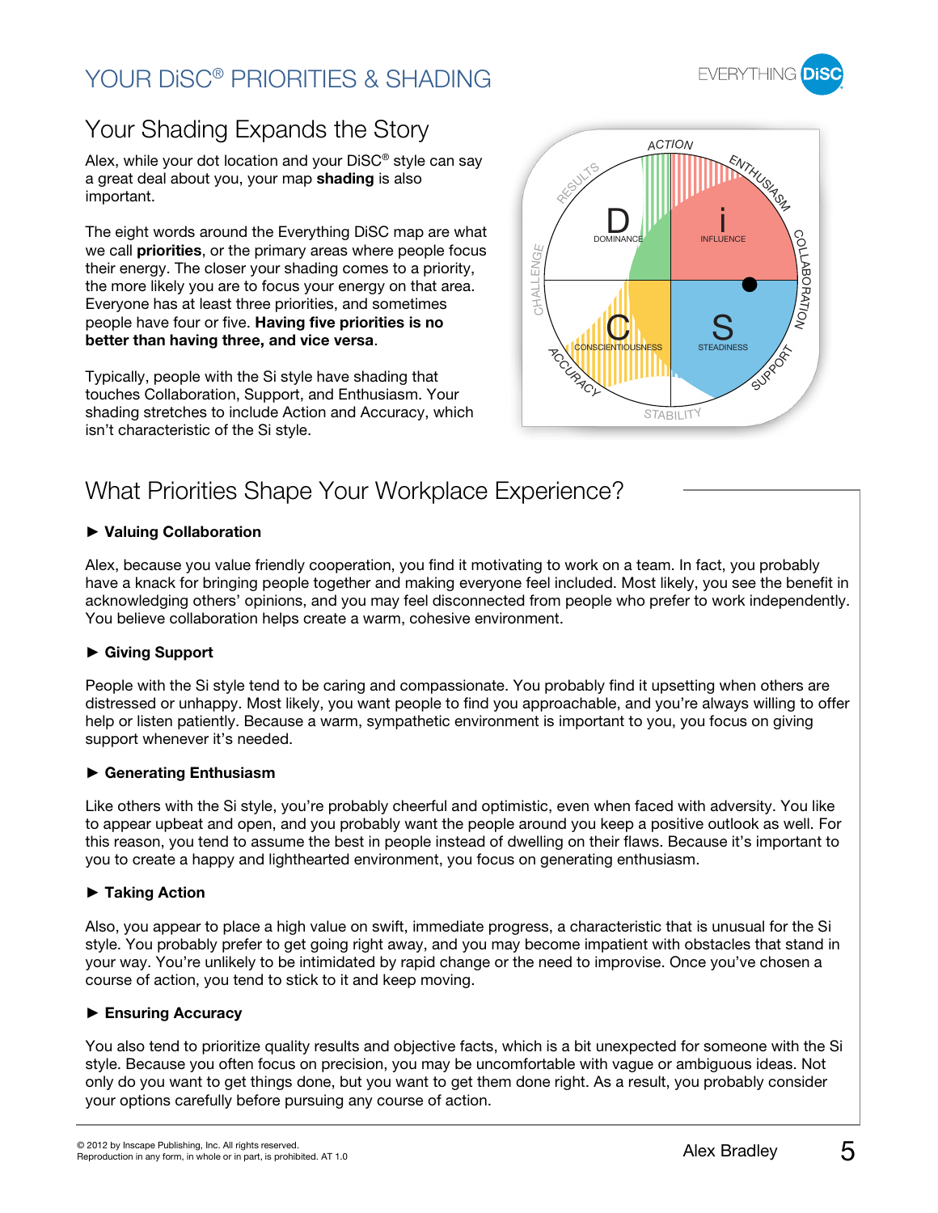# YOUR DiSC® PRIORITIES & SHADING

## Your Shading Expands the Story

Alex, while your dot location and your DiSC® style can say a great deal about you, your map **shading** is also important.

The eight words around the Everything DiSC map are what we call **priorities**, or the primary areas where people focus their energy. The closer your shading comes to a priority, the more likely you are to focus your energy on that area. Everyone has at least three priorities, and sometimes people have four or five. **Having five priorities is no better than having three, and vice versa**.

Typically, people with the Si style have shading that touches Collaboration, Support, and Enthusiasm. Your shading stretches to include Action and Accuracy, which isn't characteristic of the Si style.

## What Priorities Shape Your Workplace Experience?

### ► Valuing Collaboration

Alex, because you value friendly cooperation, you find it motivating to work on a team. In fact, you probably have a knack for bringing people together and making everyone feel included. Most likely, you see the benefit in acknowledging others' opinions, and you may feel disconnected from people who prefer to work independently. You believe collaboration helps create a warm, cohesive environment.

### ► Giving Support

People with the Si style tend to be caring and compassionate. You probably find it upsetting when others are distressed or unhappy. Most likely, you want people to find you approachable, and you're always willing to offer help or listen patiently. Because a warm, sympathetic environment is important to you, you focus on giving support whenever it's needed.

### ► Generating Enthusiasm

Like others with the Si style, you're probably cheerful and optimistic, even when faced with adversity. You like to appear upbeat and open, and you probably want the people around you keep a positive outlook as well. For this reason, you tend to assume the best in people instead of dwelling on their flaws. Because it's important to you to create a happy and lighthearted environment, you focus on generating enthusiasm.

### ► Taking Action

Also, you appear to place a high value on swift, immediate progress, a characteristic that is unusual for the Si style. You probably prefer to get going right away, and you may become impatient with obstacles that stand in your way. You're unlikely to be intimidated by rapid change or the need to improve. Once you've chosen a course of action, you tend to stick to it and keep moving.

### ► Ensuring Accuracy

You also tend to prioritize quality results and objective facts, which is a bit unexpected for someone with the Si style. Because you often focus on precision, you may be uncomfortable with vague or ambiguous ideas. Not only do you want to get things done, but you want to get them done right. As a result, you probably consider your options carefully before pursuing any course of action.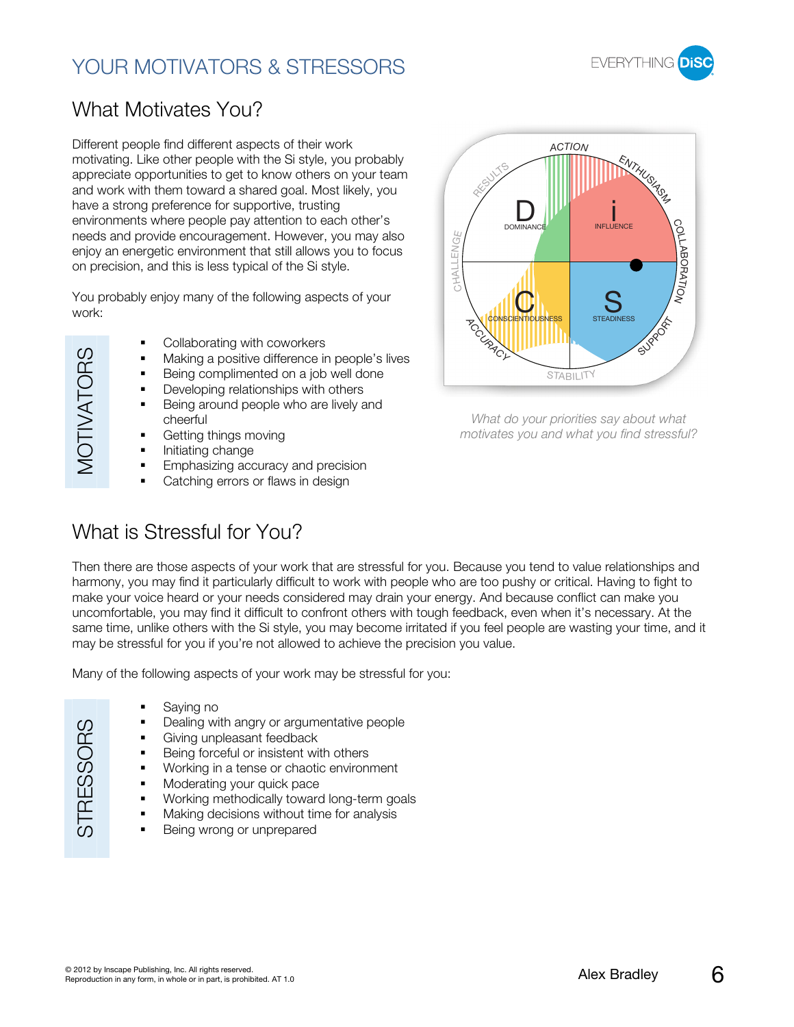# YOUR MOTIVATORS & STRESSORS

## What Motivates You?

Different people find different aspects of their work motivating. Like other people with the Si style, you probably appreciate opportunities to get to know others on your team and work with them toward a shared goal. Most likely, you have a strong preference for supportive, trusting environments where people pay attention to each other's needs and provide encouragement. However, you may also enjoy an energetic environment that still allows you to focus on precision, and this is less typical of the Si style.

You probably enjoy many of the following aspects of your work:

*What do your priorities say about what motivates you and what you find stressful?*

**MOTIVATORS**

- Collaborating with coworkers
- Making a positive difference in people's lives
- Being complimented on a job well done
- Developing relationships with others
- Being around people who are lively and cheerful
- Getting things moving
- Initiating change
- Emphasizing accuracy and precision
- Catching errors or flaws in design

## What is Stressful for You?

Then there are those aspects of your work that are stressful for you. Because you tend to value relationships and harmony, you may find it particularly difficult to work with people who are too pushy or critical. Having to fight to make your voice heard or your needs considered may drain your energy. And because conflict can make you uncomfortable, you may find it difficult to confront others with tough feedback, even when it's necessary. At the same time, unlike others with the Si style, you may become irritated if you feel people are wasting your time, and it may be stressful for you if you're not allowed to achieve the precision you value.

Many of the following aspects of your work may be stressful for you:

**STRESSORS**

- Saying no
- Dealing with angry or argumentative people
- Giving unpleasant feedback
- Being forceful or insistent with others
- Working in a tense or chaotic environment
- Moderating your quick pace
- Working methodically toward long-term goals
- Making decisions without time for analysis
- Being wrong or unprepared

© 2012 by Inscape Publishing, Inc. All rights reserved.
Reproduction in any form, in whole or in part, is prohibited. AT 1.0

Alex Bradley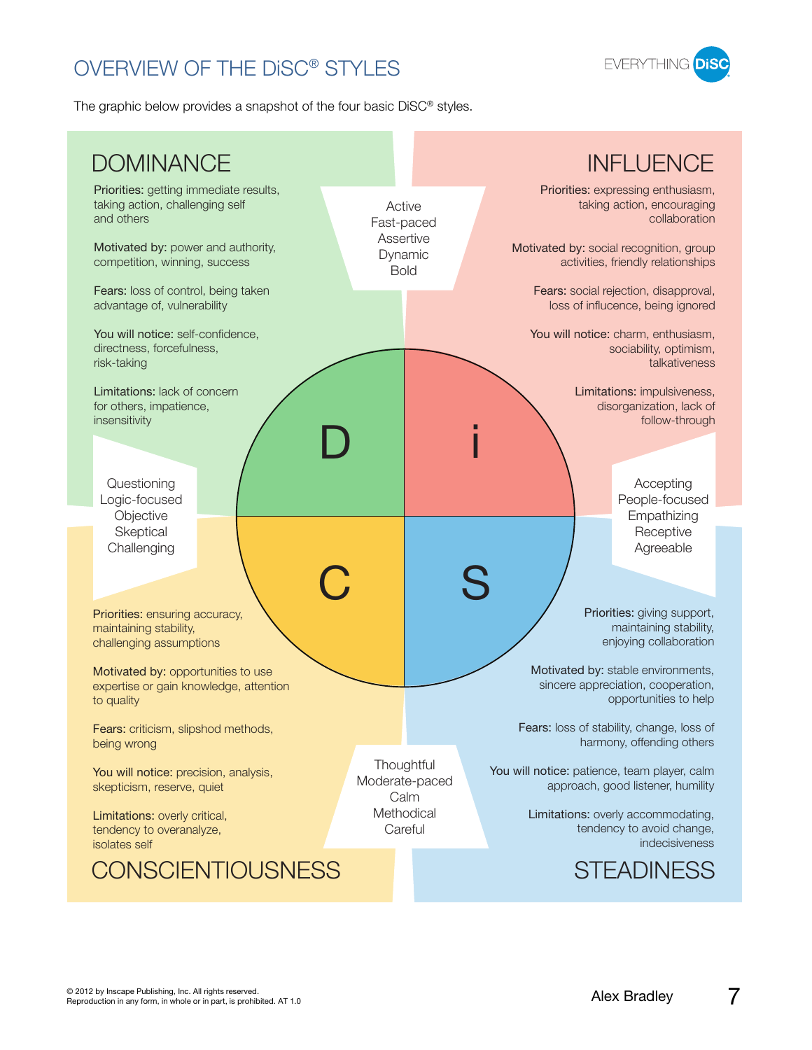# OVERVIEW OF THE DiSC® STYLES

The graphic below provides a snapshot of the four basic DiSC® styles.

## DOMINANCE

**Priorities:** getting immediate results, taking action, challenging self and others

**Motivated by:** power and authority, competition, winning, success

**Fears:** loss of control, being taken advantage of, vulnerability

**You will notice:** self-confidence, directness, forcefulness, risk-taking

**Limitations:** lack of concern for others, impatience, insensitivity

## INFLUENCE

**Priorities:** expressing enthusiasm, taking action, encouraging collaboration

**Motivated by:** social recognition, group activities, friendly relationships

**Fears:** social rejection, disapproval, loss of influence, being ignored

**You will notice:** charm, enthusiasm, sociability, optimism, talkativeness

**Limitations:** impulsiveness, disorganization, lack of follow-through

Active
Fast-paced
Assertive
Dynamic
Bold

Questioning
Logic-focused
Objective
Skeptical
Challenging

Accepting
People-focused
Empathizing
Receptive
Agreeable

D | i
C | S

Thoughtful
Moderate-paced
Calm
Methodical
Careful

## CONSCIENTIOUSNESS

**Priorities:** ensuring accuracy, maintaining stability, challenging assumptions

**Motivated by:** opportunities to use expertise or gain knowledge, attention to quality

**Fears:** criticism, slipshod methods, being wrong

**You will notice:** precision, analysis, skepticism, reserve, quiet

**Limitations:** overly critical, tendency to overanalyze, isolates self

## STEADINESS

**Priorities:** giving support, maintaining stability, enjoying collaboration

**Motivated by:** stable environments, sincere appreciation, cooperation, opportunities to help

**Fears:** loss of stability, change, loss of harmony, offending others

**You will notice:** patience, team player, calm approach, good listener, humility

**Limitations:** overly accommodating, tendency to avoid change, indecisiveness

© 2012 by Inscape Publishing, Inc. All rights reserved.
Reproduction in any form, in whole or in part, is prohibited. AT 1.0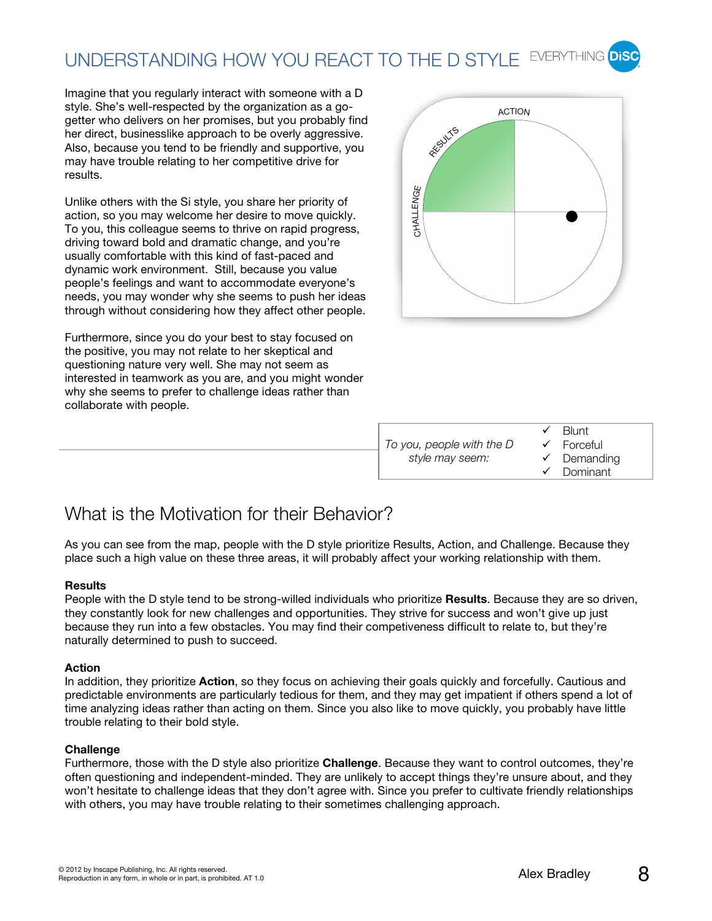# UNDERSTANDING HOW YOU REACT TO THE D STYLE

Imagine that you regularly interact with someone with a D style. She's well-respected by the organization as a go-getter who delivers on her promises, but you probably find her direct, businesslike approach to be overly aggressive. Also, because you tend to be friendly and supportive, you may have trouble relating to her competitive drive for results.

Unlike others with the Si style, you share her priority of action, so you may welcome her desire to move quickly. To you, this colleague seems to thrive on rapid progress, driving toward bold and dramatic change, and you're usually comfortable with this kind of fast-paced and dynamic work environment. Still, because you value people's feelings and want to accommodate everyone's needs, you may wonder why she seems to push her ideas through without considering how they affect other people.

Furthermore, since you do your best to stay focused on the positive, you may not relate to her skeptical and questioning nature very well. She may not seem as interested in teamwork as you are, and you might wonder why she seems to prefer to challenge ideas rather than collaborate with people.

ACTION

RESULTS

CHALLENGE

| *To you, people with the D style may seem:* | ✓ Blunt<br>✓ Forceful<br>✓ Demanding<br>✓ Dominant |
|---|---|

## What is the Motivation for their Behavior?

As you can see from the map, people with the D style prioritize Results, Action, and Challenge. Because they place such a high value on these three areas, it will probably affect your working relationship with them.

**Results**
People with the D style tend to be strong-willed individuals who prioritize **Results**. Because they are so driven, they constantly look for new challenges and opportunities. They strive for success and won't give up just because they run into a few obstacles. You may find their competiveness difficult to relate to, but they're naturally determined to push to succeed.

**Action**
In addition, they prioritize **Action**, so they focus on achieving their goals quickly and forcefully. Cautious and predictable environments are particularly tedious for them, and they may get impatient if others spend a lot of time analyzing ideas rather than acting on them. Since you also like to move quickly, you probably have little trouble relating to their bold style.

**Challenge**
Furthermore, those with the D style also prioritize **Challenge**. Because they want to control outcomes, they're often questioning and independent-minded. They are unlikely to accept things they're unsure about, and they won't hesitate to challenge ideas that they don't agree with. Since you prefer to cultivate friendly relationships with others, you may have trouble relating to their sometimes challenging approach.

© 2012 by Inscape Publishing, Inc. All rights reserved.
Reproduction in any form, in whole or in part, is prohibited. AT 1.0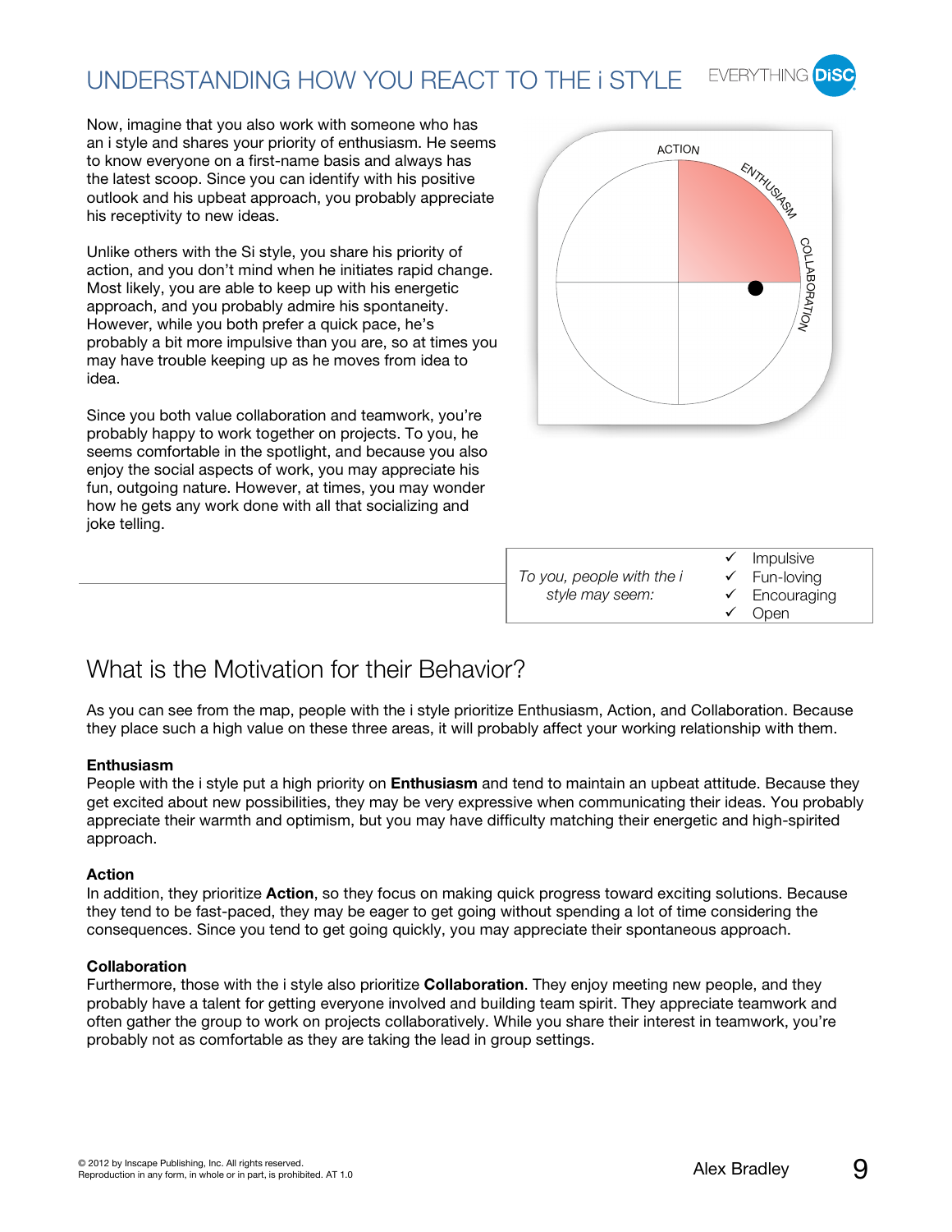# UNDERSTANDING HOW YOU REACT TO THE i STYLE

Now, imagine that you also work with someone who has an i style and shares your priority of enthusiasm. He seems to know everyone on a first-name basis and always has the latest scoop. Since you can identify with his positive outlook and his upbeat approach, you probably appreciate his receptivity to new ideas.

Unlike others with the Si style, you share his priority of action, and you don't mind when he initiates rapid change. Most likely, you are able to keep up with his energetic approach, and you probably admire his spontaneity. However, while you both prefer a quick pace, he's probably a bit more impulsive than you are, so at times you may have trouble keeping up as he moves from idea to idea.

Since you both value collaboration and teamwork, you're probably happy to work together on projects. To you, he seems comfortable in the spotlight, and because you also enjoy the social aspects of work, you may appreciate his fun, outgoing nature. However, at times, you may wonder how he gets any work done with all that socializing and joke telling.

ACTION

ENTHUSIASM

COLLABORATION

| *To you, people with the i style may seem:* | ✓ Impulsive<br>✓ Fun-loving<br>✓ Encouraging<br>✓ Open |
|---|---|

## What is the Motivation for their Behavior?

As you can see from the map, people with the i style prioritize Enthusiasm, Action, and Collaboration. Because they place such a high value on these three areas, it will probably affect your working relationship with them.

**Enthusiasm**
People with the i style put a high priority on **Enthusiasm** and tend to maintain an upbeat attitude. Because they get excited about new possibilities, they may be very expressive when communicating their ideas. You probably appreciate their warmth and optimism, but you may have difficulty matching their energetic and high-spirited approach.

**Action**
In addition, they prioritize **Action**, so they focus on making quick progress toward exciting solutions. Because they tend to be fast-paced, they may be eager to get going without spending a lot of time considering the consequences. Since you tend to get going quickly, you may appreciate their spontaneous approach.

**Collaboration**
Furthermore, those with the i style also prioritize **Collaboration**. They enjoy meeting new people, and they probably have a talent for getting everyone involved and building team spirit. They appreciate teamwork and often gather the group to work on projects collaboratively. While you share their interest in teamwork, you're probably not as comfortable as they are taking the lead in group settings.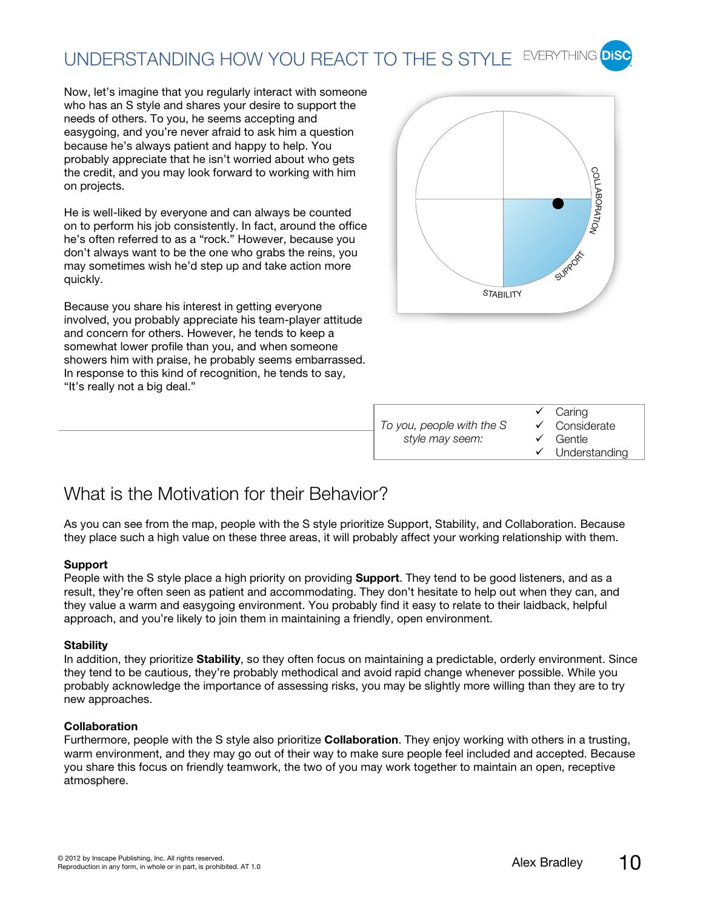# UNDERSTANDING HOW YOU REACT TO THE S STYLE

Now, let's imagine that you regularly interact with someone who has an S style and shares your desire to support the needs of others. To you, he seems accepting and easygoing, and you're never afraid to ask him a question because he's always patient and happy to help. You probably appreciate that he isn't worried about who gets the credit, and you may look forward to working with him on projects.

He is well-liked by everyone and can always be counted on to perform his job consistently. In fact, around the office he's often referred to as a "rock." However, because you don't always want to be the one who grabs the reins, you may sometimes wish he'd step up and take action more quickly.

Because you share his interest in getting everyone involved, you probably appreciate his team-player attitude and concern for others. However, he tends to keep a somewhat lower profile than you, and when someone showers him with praise, he probably seems embarrassed. In response to this kind of recognition, he tends to say, "It's really not a big deal."

COLLABORATION

SUPPORT

STABILITY

| *To you, people with the S style may seem:* | ✓ Caring<br>✓ Considerate<br>✓ Gentle<br>✓ Understanding |
|---|---|

## What is the Motivation for their Behavior?

As you can see from the map, people with the S style prioritize Support, Stability, and Collaboration. Because they place such a high value on these three areas, it will probably affect your working relationship with them.

**Support**
People with the S style place a high priority on providing **Support**. They tend to be good listeners, and as a result, they're often seen as patient and accommodating. They don't hesitate to help out when they can, and they value a warm and easygoing environment. You probably find it easy to relate to their laidback, helpful approach, and you're likely to join them in maintaining a friendly, open environment.

**Stability**
In addition, they prioritize **Stability**, so they often focus on maintaining a predictable, orderly environment. Since they tend to be cautious, they're probably methodical and avoid rapid change whenever possible. While you probably acknowledge the importance of assessing risks, you may be slightly more willing than they are to try new approaches.

**Collaboration**
Furthermore, people with the S style also prioritize **Collaboration**. They enjoy working with others in a trusting, warm environment, and they may go out of their way to make sure people feel included and accepted. Because you share this focus on friendly teamwork, the two of you may work together to maintain an open, receptive atmosphere.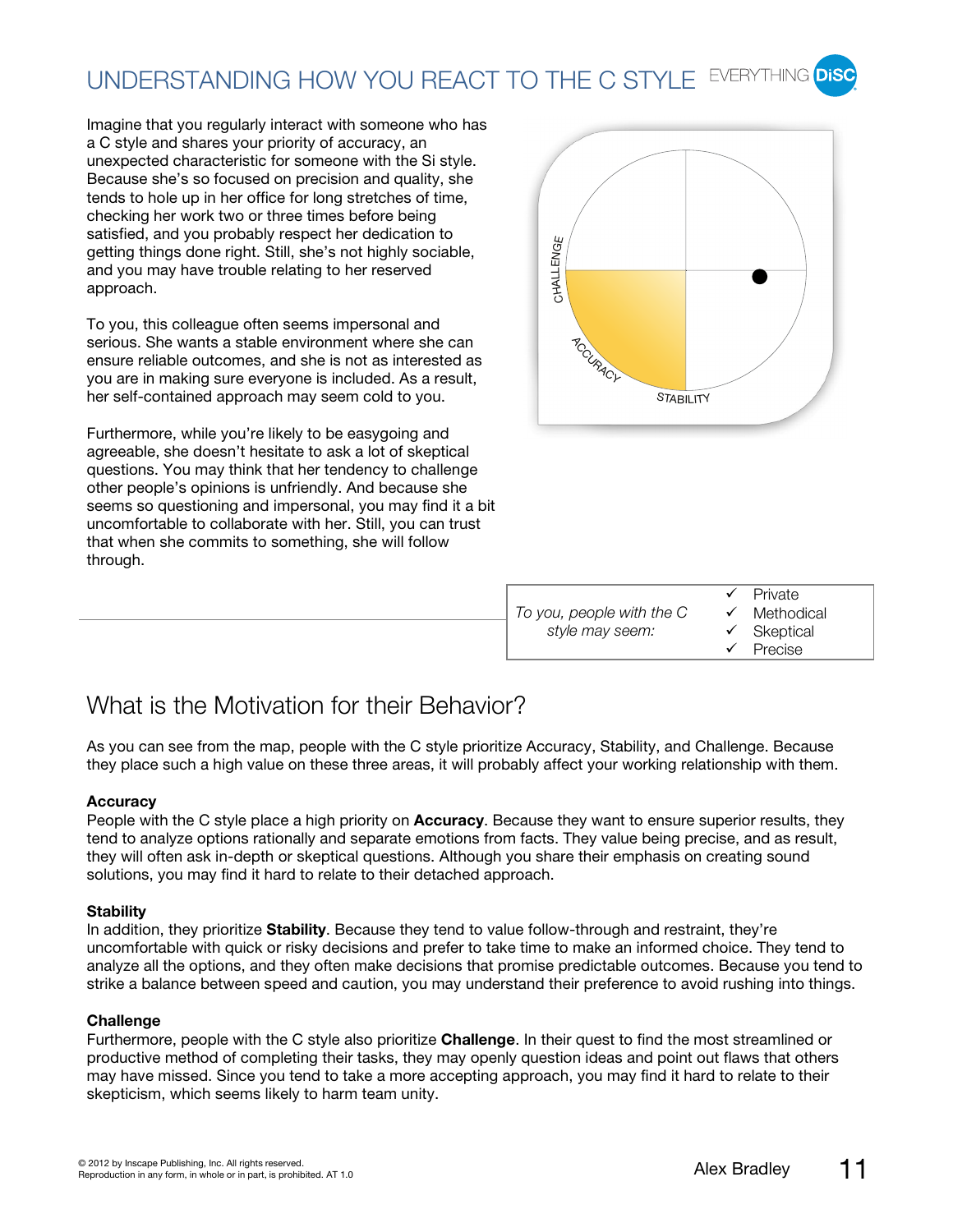# UNDERSTANDING HOW YOU REACT TO THE C STYLE

Imagine that you regularly interact with someone who has a C style and shares your priority of accuracy, an unexpected characteristic for someone with the Si style. Because she's so focused on precision and quality, she tends to hole up in her office for long stretches of time, checking her work two or three times before being satisfied, and you probably respect her dedication to getting things done right. Still, she's not highly sociable, and you may have trouble relating to her reserved approach.

To you, this colleague often seems impersonal and serious. She wants a stable environment where she can ensure reliable outcomes, and she is not as interested as you are in making sure everyone is included. As a result, her self-contained approach may seem cold to you.

Furthermore, while you're likely to be easygoing and agreeable, she doesn't hesitate to ask a lot of skeptical questions. You may think that her tendency to challenge other people's opinions is unfriendly. And because she seems so questioning and impersonal, you may find it a bit uncomfortable to collaborate with her. Still, you can trust that when she commits to something, she will follow through.

CHALLENGE
ACCURACY
STABILITY

| *To you, people with the C style may seem:* | ✓ Private<br>✓ Methodical<br>✓ Skeptical<br>✓ Precise |
|---|---|

## What is the Motivation for their Behavior?

As you can see from the map, people with the C style prioritize Accuracy, Stability, and Challenge. Because they place such a high value on these three areas, it will probably affect your working relationship with them.

**Accuracy**
People with the C style place a high priority on **Accuracy**. Because they want to ensure superior results, they tend to analyze options rationally and separate emotions from facts. They value being precise, and as result, they will often ask in-depth or skeptical questions. Although you share their emphasis on creating sound solutions, you may find it hard to relate to their detached approach.

**Stability**
In addition, they prioritize **Stability**. Because they tend to value follow-through and restraint, they're uncomfortable with quick or risky decisions and prefer to take time to make an informed choice. They tend to analyze all the options, and they often make decisions that promise predictable outcomes. Because you tend to strike a balance between speed and caution, you may understand their preference to avoid rushing into things.

**Challenge**
Furthermore, people with the C style also prioritize **Challenge**. In their quest to find the most streamlined or productive method of completing their tasks, they may openly question ideas and point out flaws that others may have missed. Since you tend to take a more accepting approach, you may find it hard to relate to their skepticism, which seems likely to harm team unity.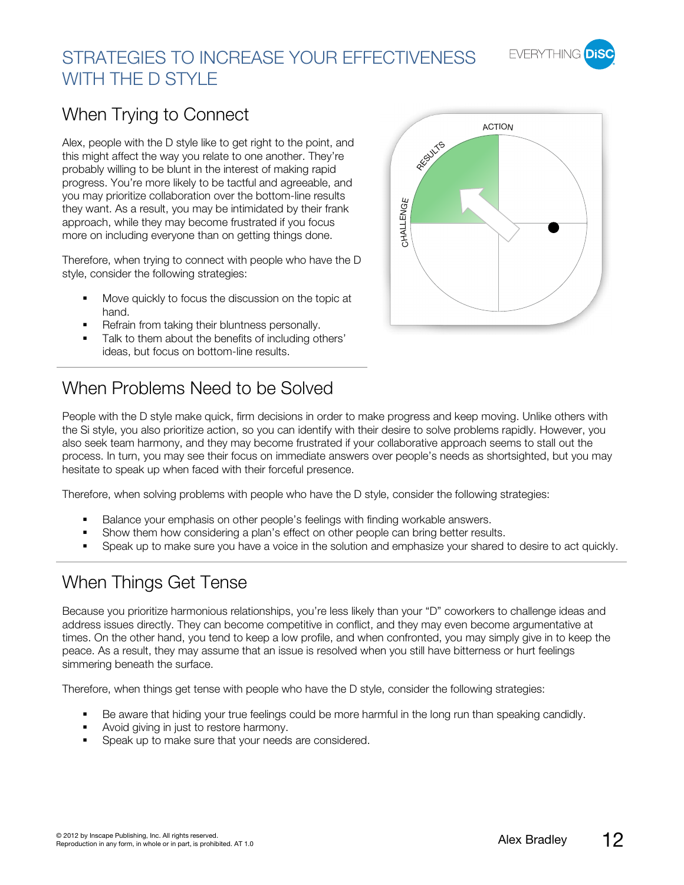# STRATEGIES TO INCREASE YOUR EFFECTIVENESS WITH THE D STYLE

## When Trying to Connect

Alex, people with the D style like to get right to the point, and this might affect the way you relate to one another. They're probably willing to be blunt in the interest of making rapid progress. You're more likely to be tactful and agreeable, and you may prioritize collaboration over the bottom-line results they want. As a result, you may be intimidated by their frank approach, while they may become frustrated if you focus more on including everyone than on getting things done.

Therefore, when trying to connect with people who have the D style, consider the following strategies:

- Move quickly to focus the discussion on the topic at hand.
- Refrain from taking their bluntness personally.
- Talk to them about the benefits of including others' ideas, but focus on bottom-line results.

## When Problems Need to be Solved

People with the D style make quick, firm decisions in order to make progress and keep moving. Unlike others with the Si style, you also prioritize action, so you can identify with their desire to solve problems rapidly. However, you also seek team harmony, and they may become frustrated if your collaborative approach seems to stall out the process. In turn, you may see their focus on immediate answers over people's needs as shortsighted, but you may hesitate to speak up when faced with their forceful presence.

Therefore, when solving problems with people who have the D style, consider the following strategies:

- Balance your emphasis on other people's feelings with finding workable answers.
- Show them how considering a plan's effect on other people can bring better results.
- Speak up to make sure you have a voice in the solution and emphasize your shared to desire to act quickly.

## When Things Get Tense

Because you prioritize harmonious relationships, you're less likely than your "D" coworkers to challenge ideas and address issues directly. They can become competitive in conflict, and they may even become argumentative at times. On the other hand, you tend to keep a low profile, and when confronted, you may simply give in to keep the peace. As a result, they may assume that an issue is resolved when you still have bitterness or hurt feelings simmering beneath the surface.

Therefore, when things get tense with people who have the D style, consider the following strategies:

- Be aware that hiding your true feelings could be more harmful in the long run than speaking candidly.
- Avoid giving in just to restore harmony.
- Speak up to make sure that your needs are considered.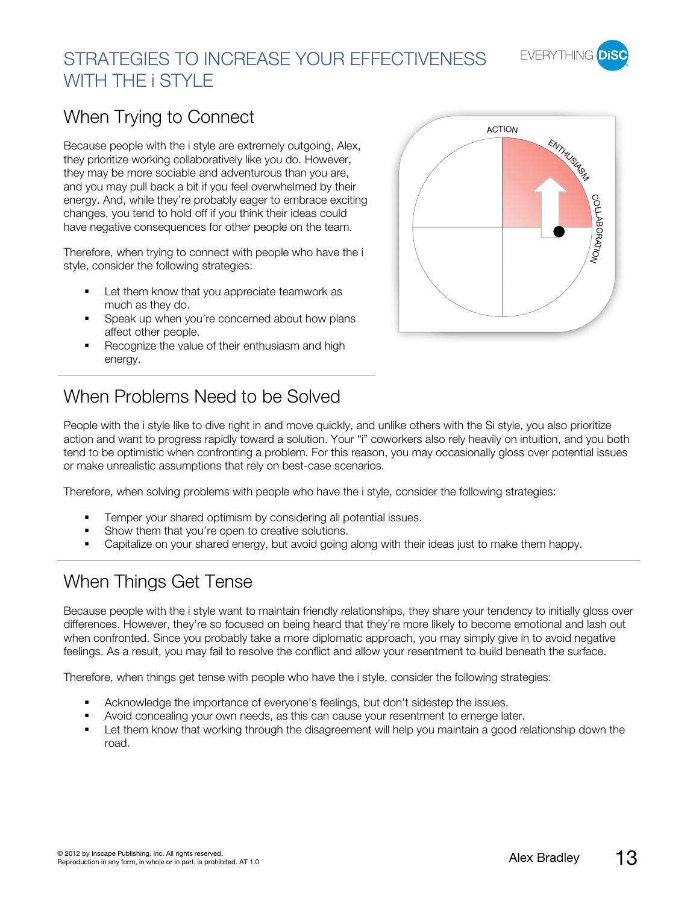# STRATEGIES TO INCREASE YOUR EFFECTIVENESS WITH THE i STYLE

## When Trying to Connect

Because people with the i style are extremely outgoing, Alex, they prioritize working collaboratively like you do. However, they may be more sociable and adventurous than you are, and you may pull back a bit if you feel overwhelmed by their energy. And, while they're probably eager to embrace exciting changes, you tend to hold off if you think their ideas could have negative consequences for other people on the team.

Therefore, when trying to connect with people who have the i style, consider the following strategies:

- Let them know that you appreciate teamwork as much as they do.
- Speak up when you're concerned about how plans affect other people.
- Recognize the value of their enthusiasm and high energy.

## When Problems Need to be Solved

People with the i style like to dive right in and move quickly, and unlike others with the Si style, you also prioritize action and want to progress rapidly toward a solution. Your "i" coworkers also rely heavily on intuition, and you both tend to be optimistic when confronting a problem. For this reason, you may occasionally gloss over potential issues or make unrealistic assumptions that rely on best-case scenarios.

Therefore, when solving problems with people who have the i style, consider the following strategies:

- Temper your shared optimism by considering all potential issues.
- Show them that you're open to creative solutions.
- Capitalize on your shared energy, but avoid going along with their ideas just to make them happy.

## When Things Get Tense

Because people with the i style want to maintain friendly relationships, they share your tendency to initially gloss over differences. However, they're so focused on being heard that they're more likely to become emotional and lash out when confronted. Since you probably take a more diplomatic approach, you may simply give in to avoid negative feelings. As a result, you may fail to resolve the conflict and allow your resentment to build beneath the surface.

Therefore, when things get tense with people who have the i style, consider the following strategies:

- Acknowledge the importance of everyone's feelings, but don't sidestep the issues.
- Avoid concealing your own needs, as this can cause your resentment to emerge later.
- Let them know that working through the disagreement will help you maintain a good relationship down the road.

© 2012 by Inscape Publishing, Inc. All rights reserved.
Reproduction in any form, in whole or in part, is prohibited. AT 1.0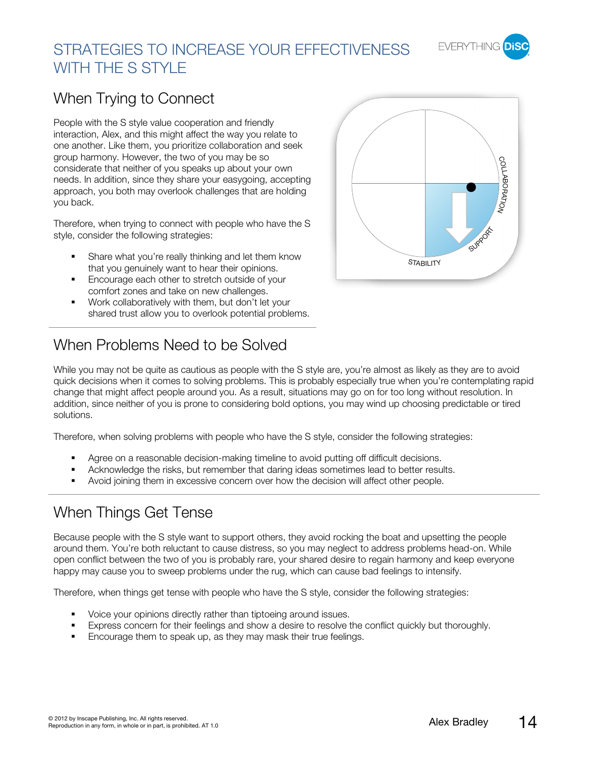# STRATEGIES TO INCREASE YOUR EFFECTIVENESS WITH THE S STYLE

## When Trying to Connect

People with the S style value cooperation and friendly interaction, Alex, and this might affect the way you relate to one another. Like them, you prioritize collaboration and seek group harmony. However, the two of you may be so considerate that neither of you speaks up about your own needs. In addition, since they share your easygoing, accepting approach, you both may overlook challenges that are holding you back.

Therefore, when trying to connect with people who have the S style, consider the following strategies:

- Share what you're really thinking and let them know that you genuinely want to hear their opinions.
- Encourage each other to stretch outside of your comfort zones and take on new challenges.
- Work collaboratively with them, but don't let your shared trust allow you to overlook potential problems.

## When Problems Need to be Solved

While you may not be quite as cautious as people with the S style are, you're almost as likely as they are to avoid quick decisions when it comes to solving problems. This is probably especially true when you're contemplating rapid change that might affect people around you. As a result, situations may go on for too long without resolution. In addition, since neither of you is prone to considering bold options, you may wind up choosing predictable or tired solutions.

Therefore, when solving problems with people who have the S style, consider the following strategies:

- Agree on a reasonable decision-making timeline to avoid putting off difficult decisions.
- Acknowledge the risks, but remember that daring ideas sometimes lead to better results.
- Avoid joining them in excessive concern over how the decision will affect other people.

## When Things Get Tense

Because people with the S style want to support others, they avoid rocking the boat and upsetting the people around them. You're both reluctant to cause distress, so you may neglect to address problems head-on. While open conflict between the two of you is probably rare, your shared desire to regain harmony and keep everyone happy may cause you to sweep problems under the rug, which can cause bad feelings to intensify.

Therefore, when things get tense with people who have the S style, consider the following strategies:

- Voice your opinions directly rather than tiptoeing around issues.
- Express concern for their feelings and show a desire to resolve the conflict quickly but thoroughly.
- Encourage them to speak up, as they may mask their true feelings.

© 2012 by Inscape Publishing, Inc. All rights reserved.
Reproduction in any form, in whole or in part, is prohibited. AT 1.0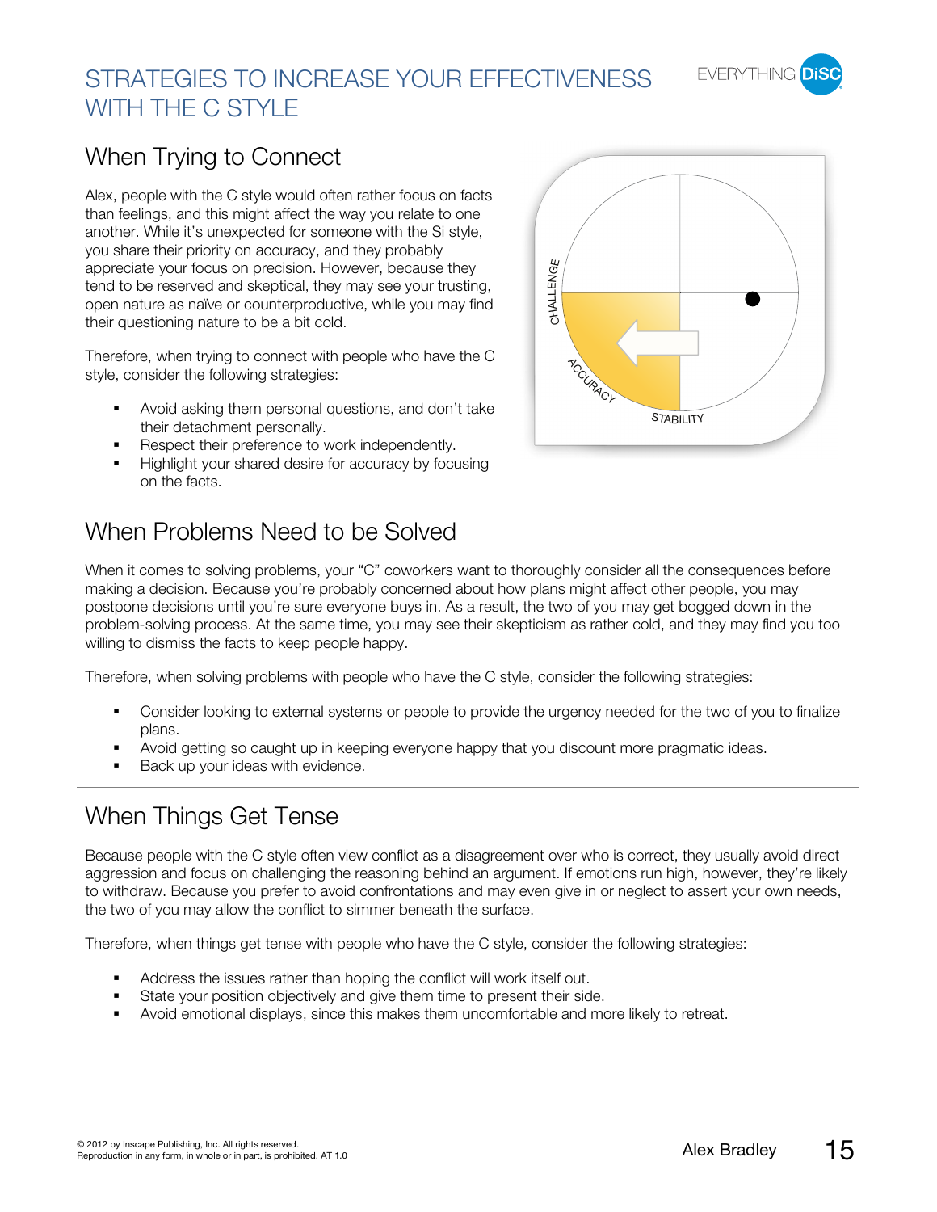# STRATEGIES TO INCREASE YOUR EFFECTIVENESS WITH THE C STYLE

## When Trying to Connect

Alex, people with the C style would often rather focus on facts than feelings, and this might affect the way you relate to one another. While it's unexpected for someone with the Si style, you share their priority on accuracy, and they probably appreciate your focus on precision. However, because they tend to be reserved and skeptical, they may see your trusting, open nature as naïve or counterproductive, while you may find their questioning nature to be a bit cold.

Therefore, when trying to connect with people who have the C style, consider the following strategies:

- Avoid asking them personal questions, and don't take their detachment personally.
- Respect their preference to work independently.
- Highlight your shared desire for accuracy by focusing on the facts.

## When Problems Need to be Solved

When it comes to solving problems, your "C" coworkers want to thoroughly consider all the consequences before making a decision. Because you're probably concerned about how plans might affect other people, you may postpone decisions until you're sure everyone buys in. As a result, the two of you may get bogged down in the problem-solving process. At the same time, you may see their skepticism as rather cold, and they may find you too willing to dismiss the facts to keep people happy.

Therefore, when solving problems with people who have the C style, consider the following strategies:

- Consider looking to external systems or people to provide the urgency needed for the two of you to finalize plans.
- Avoid getting so caught up in keeping everyone happy that you discount more pragmatic ideas.
- Back up your ideas with evidence.

## When Things Get Tense

Because people with the C style often view conflict as a disagreement over who is correct, they usually avoid direct aggression and focus on challenging the reasoning behind an argument. If emotions run high, however, they're likely to withdraw. Because you prefer to avoid confrontations and may even give in or neglect to assert your own needs, the two of you may allow the conflict to simmer beneath the surface.

Therefore, when things get tense with people who have the C style, consider the following strategies:

- Address the issues rather than hoping the conflict will work itself out.
- State your position objectively and give them time to present their side.
- Avoid emotional displays, since this makes them uncomfortable and more likely to retreat.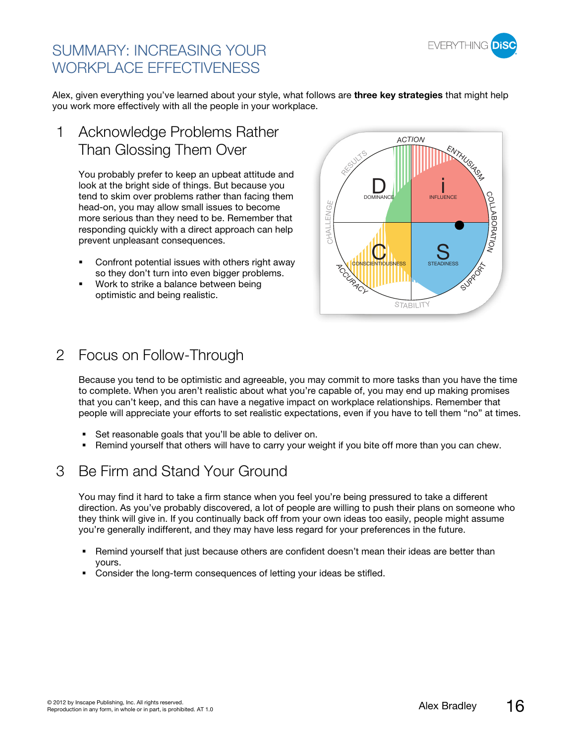# SUMMARY: INCREASING YOUR WORKPLACE EFFECTIVENESS

Alex, given everything you've learned about your style, what follows are **three key strategies** that might help you work more effectively with all the people in your workplace.

## 1 Acknowledge Problems Rather Than Glossing Them Over

You probably prefer to keep an upbeat attitude and look at the bright side of things. But because you tend to skim over problems rather than facing them head-on, you may allow small issues to become more serious than they need to be. Remember that responding quickly with a direct approach can help prevent unpleasant consequences.

- Confront potential issues with others right away so they don't turn into even bigger problems.
- Work to strike a balance between being optimistic and being realistic.

## 2 Focus on Follow-Through

Because you tend to be optimistic and agreeable, you may commit to more tasks than you have the time to complete. When you aren't realistic about what you're capable of, you may end up making promises that you can't keep, and this can have a negative impact on workplace relationships. Remember that people will appreciate your efforts to set realistic expectations, even if you have to tell them "no" at times.

- Set reasonable goals that you'll be able to deliver on.
- Remind yourself that others will have to carry your weight if you bite off more than you can chew.

## 3 Be Firm and Stand Your Ground

You may find it hard to take a firm stance when you feel you're being pressured to take a different direction. As you've probably discovered, a lot of people are willing to push their plans on someone who they think will give in. If you continually back off from your own ideas too easily, people might assume you're generally indifferent, and they may have less regard for your preferences in the future.

- Remind yourself that just because others are confident doesn't mean their ideas are better than yours.
- Consider the long-term consequences of letting your ideas be stifled.

© 2012 by Inscape Publishing, Inc. All rights reserved.
Reproduction in any form, in whole or in part, is prohibited. AT 1.0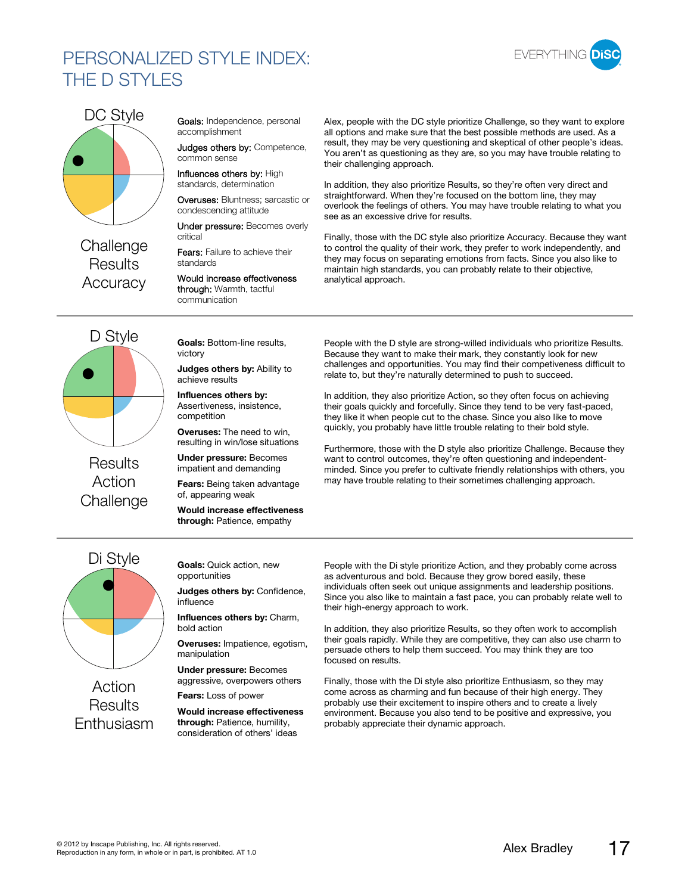# PERSONALIZED STYLE INDEX: THE D STYLES

## DC Style

Challenge
Results
Accuracy

**Goals:** Independence, personal accomplishment

**Judges others by:** Competence, common sense

**Influences others by:** High standards, determination

**Overuses:** Bluntness; sarcastic or condescending attitude

**Under pressure:** Becomes overly critical

**Fears:** Failure to achieve their standards

**Would increase effectiveness through:** Warmth, tactful communication

Alex, people with the DC style prioritize Challenge, so they want to explore all options and make sure that the best possible methods are used. As a result, they may be very questioning and skeptical of other people's ideas. You aren't as questioning as they are, so you may have trouble relating to their challenging approach.

In addition, they also prioritize Results, so they're often very direct and straightforward. When they're focused on the bottom line, they may overlook the feelings of others. You may have trouble relating to what you see as an excessive drive for results.

Finally, those with the DC style also prioritize Accuracy. Because they want to control the quality of their work, they prefer to work independently, and they may focus on separating emotions from facts. Since you also like to maintain high standards, you can probably relate to their objective, analytical approach.

## D Style

Results
Action
Challenge

**Goals:** Bottom-line results, victory

**Judges others by:** Ability to achieve results

**Influences others by:** Assertiveness, insistence, competition

**Overuses:** The need to win, resulting in win/lose situations

**Under pressure:** Becomes impatient and demanding

**Fears:** Being taken advantage of, appearing weak

**Would increase effectiveness through:** Patience, empathy

People with the D style are strong-willed individuals who prioritize Results. Because they want to make their mark, they constantly look for new challenges and opportunities. You may find their competiveness difficult to relate to, but they're naturally determined to push to succeed.

In addition, they also prioritize Action, so they often focus on achieving their goals quickly and forcefully. Since they tend to be very fast-paced, they like it when people cut to the chase. Since you also like to move quickly, you probably have little trouble relating to their bold style.

Furthermore, those with the D style also prioritize Challenge. Because they want to control outcomes, they're often questioning and independent-minded. Since you prefer to cultivate friendly relationships with others, you may have trouble relating to their sometimes challenging approach.

## Di Style

Action
Results
Enthusiasm

**Goals:** Quick action, new opportunities

**Judges others by:** Confidence, influence

**Influences others by:** Charm, bold action

**Overuses:** Impatience, egotism, manipulation

**Under pressure:** Becomes aggressive, overpowers others

**Fears:** Loss of power

**Would increase effectiveness through:** Patience, humility, consideration of others' ideas

People with the Di style prioritize Action, and they probably come across as adventurous and bold. Because they grow bored easily, these individuals often seek out unique assignments and leadership positions. Since you also like to maintain a fast pace, you can probably relate well to their high-energy approach to work.

In addition, they also prioritize Results, so they often work to accomplish their goals rapidly. While they are competitive, they can also use charm to persuade others to help them succeed. You may think they are too focused on results.

Finally, those with the Di style also prioritize Enthusiasm, so they may come across as charming and fun because of their high energy. They probably use their excitement to inspire others and to create a lively environment. Because you also tend to be positive and expressive, you probably appreciate their dynamic approach.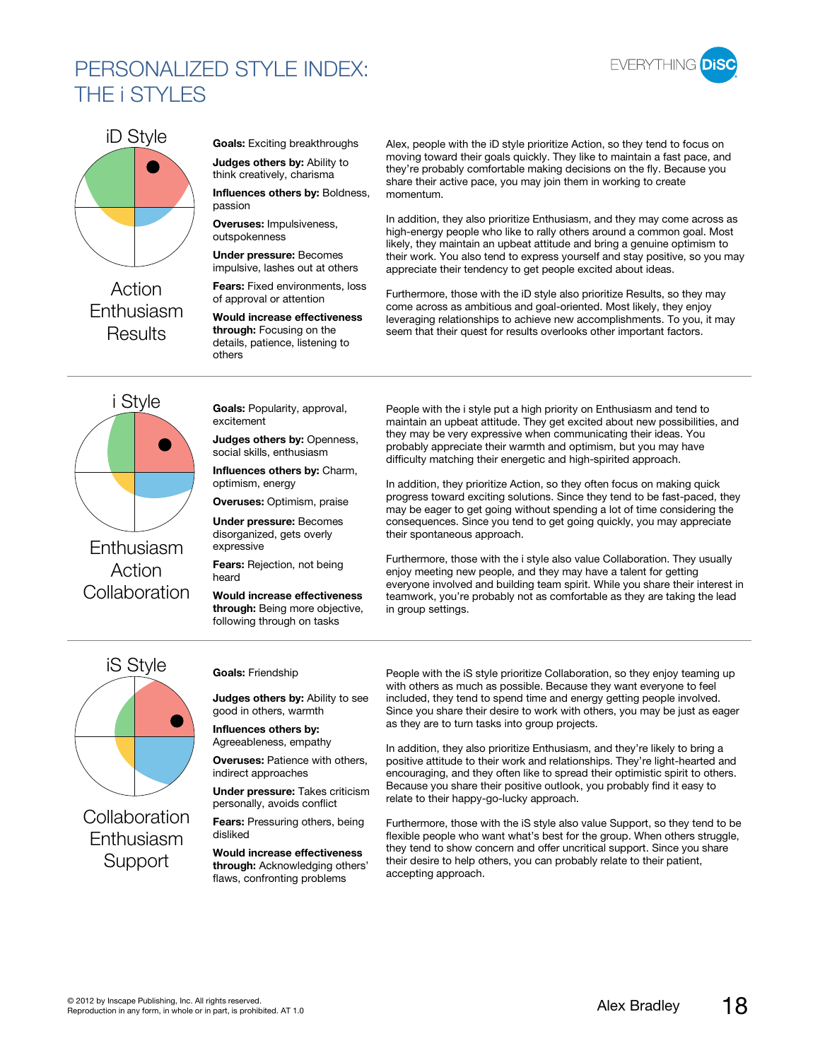# PERSONALIZED STYLE INDEX: THE i STYLES

## iD Style

Action
Enthusiasm
Results

**Goals:** Exciting breakthroughs

**Judges others by:** Ability to think creatively, charisma

**Influences others by:** Boldness, passion

**Overuses:** Impulsiveness, outspokenness

**Under pressure:** Becomes impulsive, lashes out at others

**Fears:** Fixed environments, loss of approval or attention

**Would increase effectiveness through:** Focusing on the details, patience, listening to others

Alex, people with the iD style prioritize Action, so they tend to focus on moving toward their goals quickly. They like to maintain a fast pace, and they're probably comfortable making decisions on the fly. Because you share their active pace, you may join them in working to create momentum.

In addition, they also prioritize Enthusiasm, and they may come across as high-energy people who like to rally others around a common goal. Most likely, they maintain an upbeat attitude and bring a genuine optimism to their work. You also tend to express yourself and stay positive, so you may appreciate their tendency to get people excited about ideas.

Furthermore, those with the iD style also prioritize Results, so they may come across as ambitious and goal-oriented. Most likely, they enjoy leveraging relationships to achieve new accomplishments. To you, it may seem that their quest for results overlooks other important factors.

## i Style

Enthusiasm
Action
Collaboration

**Goals:** Popularity, approval, excitement

**Judges others by:** Openness, social skills, enthusiasm

**Influences others by:** Charm, optimism, energy

**Overuses:** Optimism, praise

**Under pressure:** Becomes disorganized, gets overly expressive

**Fears:** Rejection, not being heard

**Would increase effectiveness through:** Being more objective, following through on tasks

People with the i style put a high priority on Enthusiasm and tend to maintain an upbeat attitude. They get excited about new possibilities, and they may be very expressive when communicating their ideas. You probably appreciate their warmth and optimism, but you may have difficulty matching their energetic and high-spirited approach.

In addition, they prioritize Action, so they often focus on making quick progress toward exciting solutions. Since they tend to be fast-paced, they may be eager to get going without spending a lot of time considering the consequences. Since you tend to get going quickly, you may appreciate their spontaneous approach.

Furthermore, those with the i style also value Collaboration. They usually enjoy meeting new people, and they may have a talent for getting everyone involved and building team spirit. While you share their interest in teamwork, you're probably not as comfortable as they are taking the lead in group settings.

## iS Style

Collaboration
Enthusiasm
Support

**Goals:** Friendship

**Judges others by:** Ability to see good in others, warmth

**Influences others by:** Agreeableness, empathy

**Overuses:** Patience with others, indirect approaches

**Under pressure:** Takes criticism personally, avoids conflict

**Fears:** Pressuring others, being disliked

**Would increase effectiveness through:** Acknowledging others' flaws, confronting problems

People with the iS style prioritize Collaboration, so they enjoy teaming up with others as much as possible. Because they want everyone to feel included, they tend to spend time and energy getting people involved. Since you share their desire to work with others, you may be just as eager as they are to turn tasks into group projects.

In addition, they also prioritize Enthusiasm, and they're likely to bring a positive attitude to their work and relationships. They're light-hearted and encouraging, and they often like to spread their optimistic spirit to others. Because you share their positive outlook, you probably find it easy to relate to their happy-go-lucky approach.

Furthermore, those with the iS style also value Support, so they tend to be flexible people who want what's best for the group. When others struggle, they tend to show concern and offer uncritical support. Since you share their desire to help others, you can probably relate to their patient, accepting approach.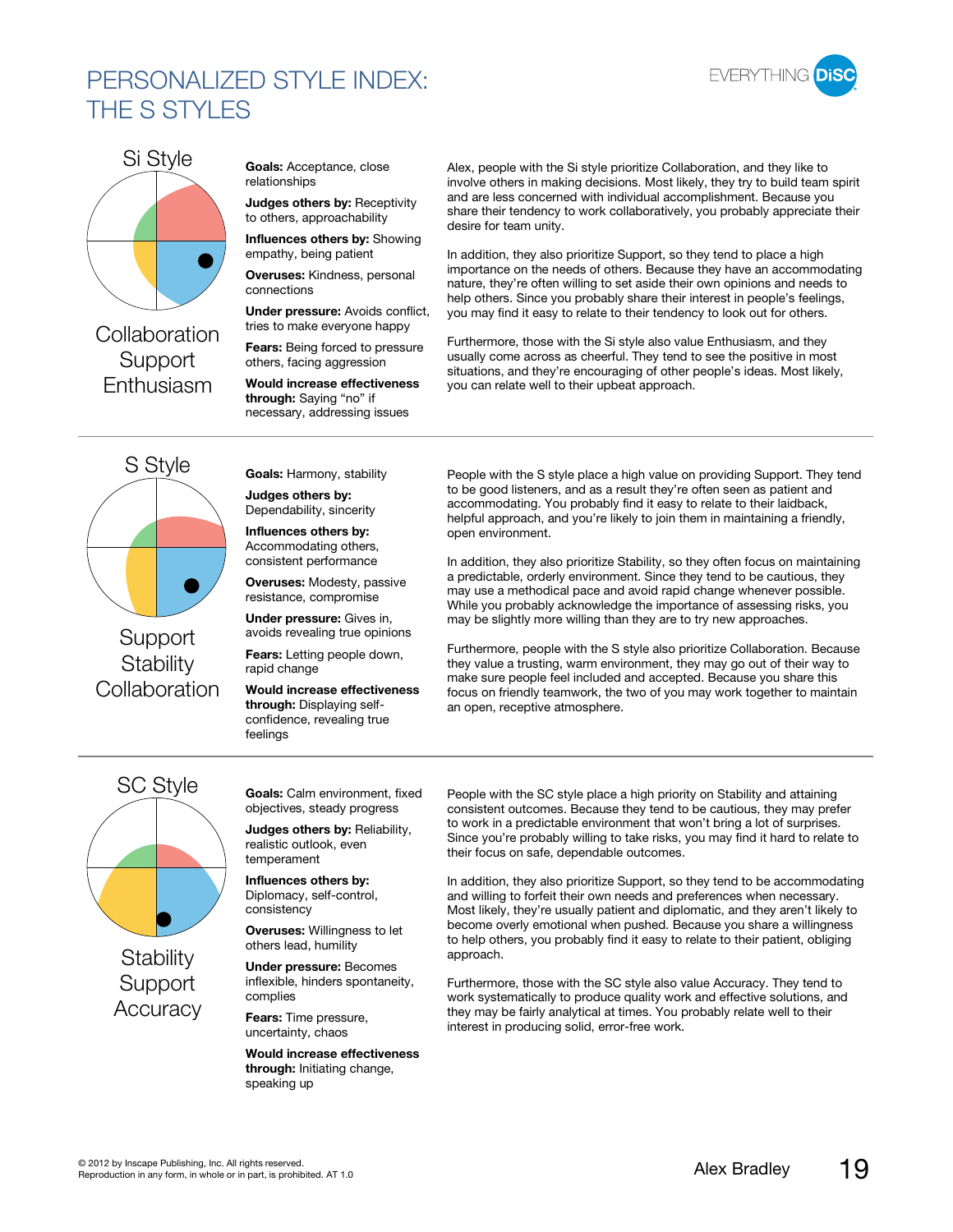# PERSONALIZED STYLE INDEX: THE S STYLES

## Si Style

Collaboration
Support
Enthusiasm

**Goals:** Acceptance, close relationships

**Judges others by:** Receptivity to others, approachability

**Influences others by:** Showing empathy, being patient

**Overuses:** Kindness, personal connections

**Under pressure:** Avoids conflict, tries to make everyone happy

**Fears:** Being forced to pressure others, facing aggression

**Would increase effectiveness through:** Saying "no" if necessary, addressing issues

Alex, people with the Si style prioritize Collaboration, and they like to involve others in making decisions. Most likely, they try to build team spirit and are less concerned with individual accomplishment. Because you share their tendency to work collaboratively, you probably appreciate their desire for team unity.

In addition, they also prioritize Support, so they tend to place a high importance on the needs of others. Because they have an accommodating nature, they're often willing to set aside their own opinions and needs to help others. Since you probably share their interest in people's feelings, you may find it easy to relate to their tendency to look out for others.

Furthermore, those with the Si style also value Enthusiasm, and they usually come across as cheerful. They tend to see the positive in most situations, and they're encouraging of other people's ideas. Most likely, you can relate well to their upbeat approach.

## S Style

Support
Stability
Collaboration

**Goals:** Harmony, stability

**Judges others by:** Dependability, sincerity

**Influences others by:** Accommodating others, consistent performance

**Overuses:** Modesty, passive resistance, compromise

**Under pressure:** Gives in, avoids revealing true opinions

**Fears:** Letting people down, rapid change

**Would increase effectiveness through:** Displaying self-confidence, revealing true feelings

People with the S style place a high value on providing Support. They tend to be good listeners, and as a result they're often seen as patient and accommodating. You probably find it easy to relate to their laidback, helpful approach, and you're likely to join them in maintaining a friendly, open environment.

In addition, they also prioritize Stability, so they often focus on maintaining a predictable, orderly environment. Since they tend to be cautious, they may use a methodical pace and avoid rapid change whenever possible. While you probably acknowledge the importance of assessing risks, you may be slightly more willing than they are to try new approaches.

Furthermore, people with the S style also prioritize Collaboration. Because they value a trusting, warm environment, they may go out of their way to make sure people feel included and accepted. Because you share this focus on friendly teamwork, the two of you may work together to maintain an open, receptive atmosphere.

## SC Style

Stability
Support
Accuracy

**Goals:** Calm environment, fixed objectives, steady progress

**Judges others by:** Reliability, realistic outlook, even temperament

**Influences others by:** Diplomacy, self-control, consistency

**Overuses:** Willingness to let others lead, humility

**Under pressure:** Becomes inflexible, hinders spontaneity, complies

**Fears:** Time pressure, uncertainty, chaos

**Would increase effectiveness through:** Initiating change, speaking up

People with the SC style place a high priority on Stability and attaining consistent outcomes. Because they tend to be cautious, they may prefer to work in a predictable environment that won't bring a lot of surprises. Since you're probably willing to take risks, you may find it hard to relate to their focus on safe, dependable outcomes.

In addition, they also prioritize Support, so they tend to be accommodating and willing to forfeit their own needs and preferences when necessary. Most likely, they're usually patient and diplomatic, and they aren't likely to become overly emotional when pushed. Because you share a willingness to help others, you probably find it easy to relate to their patient, obliging approach.

Furthermore, those with the SC style also value Accuracy. They tend to work systematically to produce quality work and effective solutions, and they may be fairly analytical at times. You probably relate well to their interest in producing solid, error-free work.

© 2012 by Inscape Publishing, Inc. All rights reserved.
Reproduction in any form, in whole or in part, is prohibited. AT 1.0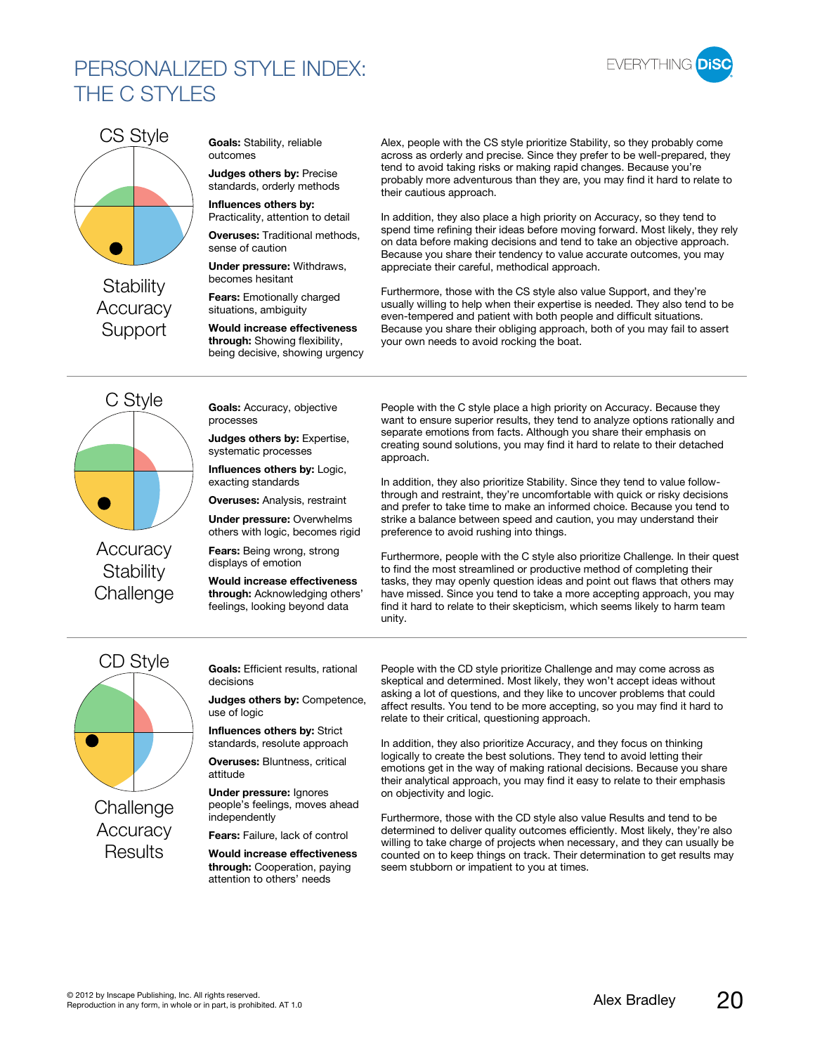# PERSONALIZED STYLE INDEX: THE C STYLES

EVERYTHING DiSC

## CS Style

Stability
Accuracy
Support

**Goals:** Stability, reliable outcomes

**Judges others by:** Precise standards, orderly methods

**Influences others by:** Practicality, attention to detail

**Overuses:** Traditional methods, sense of caution

**Under pressure:** Withdraws, becomes hesitant

**Fears:** Emotionally charged situations, ambiguity

**Would increase effectiveness through:** Showing flexibility, being decisive, showing urgency

Alex, people with the CS style prioritize Stability, so they probably come across as orderly and precise. Since they prefer to be well-prepared, they tend to avoid taking risks or making rapid changes. Because you're probably more adventurous than they are, you may find it hard to relate to their cautious approach.

In addition, they also place a high priority on Accuracy, so they tend to spend time refining their ideas before moving forward. Most likely, they rely on data before making decisions and tend to take an objective approach. Because you share their tendency to value accurate outcomes, you may appreciate their careful, methodical approach.

Furthermore, those with the CS style also value Support, and they're usually willing to help when their expertise is needed. They also tend to be even-tempered and patient with both people and difficult situations. Because you share their obliging approach, both of you may fail to assert your own needs to avoid rocking the boat.

## C Style

Accuracy
Stability
Challenge

**Goals:** Accuracy, objective processes

**Judges others by:** Expertise, systematic processes

**Influences others by:** Logic, exacting standards

**Overuses:** Analysis, restraint

**Under pressure:** Overwhelms others with logic, becomes rigid

**Fears:** Being wrong, strong displays of emotion

**Would increase effectiveness through:** Acknowledging others' feelings, looking beyond data

People with the C style place a high priority on Accuracy. Because they want to ensure superior results, they tend to analyze options rationally and separate emotions from facts. Although you share their emphasis on creating sound solutions, you may find it hard to relate to their detached approach.

In addition, they also prioritize Stability. Since they tend to value follow-through and restraint, they're uncomfortable with quick or risky decisions and prefer to take time to make an informed choice. Because you tend to strike a balance between speed and caution, you may understand their preference to avoid rushing into things.

Furthermore, people with the C style also prioritize Challenge. In their quest to find the most streamlined or productive method of completing their tasks, they may openly question ideas and point out flaws that others may have missed. Since you tend to take a more accepting approach, you may find it hard to relate to their skepticism, which seems likely to harm team unity.

## CD Style

Challenge
Accuracy
Results

**Goals:** Efficient results, rational decisions

**Judges others by:** Competence, use of logic

**Influences others by:** Strict standards, resolute approach

**Overuses:** Bluntness, critical attitude

**Under pressure:** Ignores people's feelings, moves ahead independently

**Fears:** Failure, lack of control

**Would increase effectiveness through:** Cooperation, paying attention to others' needs

People with the CD style prioritize Challenge and may come across as skeptical and determined. Most likely, they won't accept ideas without asking a lot of questions, and they like to uncover problems that could affect results. You tend to be more accepting, so you may find it hard to relate to their critical, questioning approach.

In addition, they also prioritize Accuracy, and they focus on thinking logically to create the best solutions. They tend to avoid letting their emotions get in the way of making rational decisions. Because you share their analytical approach, you may find it easy to relate to their emphasis on objectivity and logic.

Furthermore, those with the CD style also value Results and tend to be determined to deliver quality outcomes efficiently. Most likely, they're also willing to take charge of projects when necessary, and they can usually be counted on to keep things on track. Their determination to get results may seem stubborn or impatient to you at times.

© 2012 by Inscape Publishing, Inc. All rights reserved.
Reproduction in any form, in whole or in part, is prohibited. AT 1.0